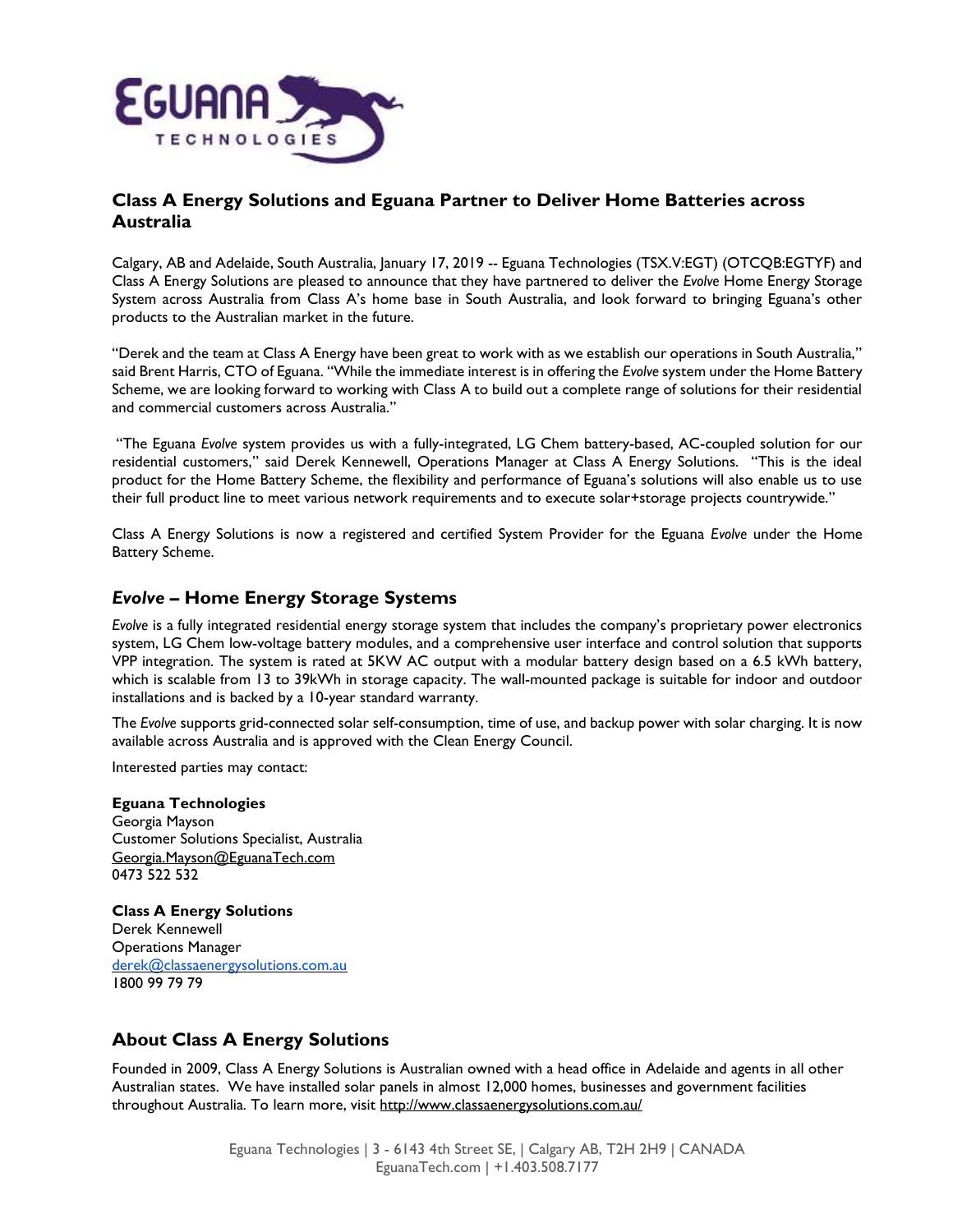# Class A Energy Solutions and Eguana Partner to Deliver Home Batteries across Australia

Calgary, AB and Adelaide, South Australia, January 17, 2019 -- Eguana Technologies (TSX.V:EGT) (OTCQB:EGTYF) and Class A Energy Solutions are pleased to announce that they have partnered to deliver the *Evolve* Home Energy Storage System across Australia from Class A's home base in South Australia, and look forward to bringing Eguana's other products to the Australian market in the future.

"Derek and the team at Class A Energy have been great to work with as we establish our operations in South Australia," said Brent Harris, CTO of Eguana. "While the immediate interest is in offering the *Evolve* system under the Home Battery Scheme, we are looking forward to working with Class A to build out a complete range of solutions for their residential and commercial customers across Australia."

"The Eguana *Evolve* system provides us with a fully-integrated, LG Chem battery-based, AC-coupled solution for our residential customers," said Derek Kennewell, Operations Manager at Class A Energy Solutions. "This is the ideal product for the Home Battery Scheme, the flexibility and performance of Eguana's solutions will also enable us to use their full product line to meet various network requirements and to execute solar+storage projects countrywide."

Class A Energy Solutions is now a registered and certified System Provider for the Eguana *Evolve* under the Home Battery Scheme.

## *Evolve* – Home Energy Storage Systems

*Evolve* is a fully integrated residential energy storage system that includes the company's proprietary power electronics system, LG Chem low-voltage battery modules, and a comprehensive user interface and control solution that supports VPP integration. The system is rated at 5KW AC output with a modular battery design based on a 6.5 kWh battery, which is scalable from 13 to 39kWh in storage capacity. The wall-mounted package is suitable for indoor and outdoor installations and is backed by a 10-year standard warranty.

The *Evolve* supports grid-connected solar self-consumption, time of use, and backup power with solar charging. It is now available across Australia and is approved with the Clean Energy Council.

Interested parties may contact:

**Eguana Technologies**
Georgia Mayson
Customer Solutions Specialist, Australia
Georgia.Mayson@EguanaTech.com
0473 522 532

**Class A Energy Solutions**
Derek Kennewell
Operations Manager
derek@classaenergysolutions.com.au
1800 99 79 79

## About Class A Energy Solutions

Founded in 2009, Class A Energy Solutions is Australian owned with a head office in Adelaide and agents in all other Australian states. We have installed solar panels in almost 12,000 homes, businesses and government facilities throughout Australia. To learn more, visit http://www.classaenergysolutions.com.au/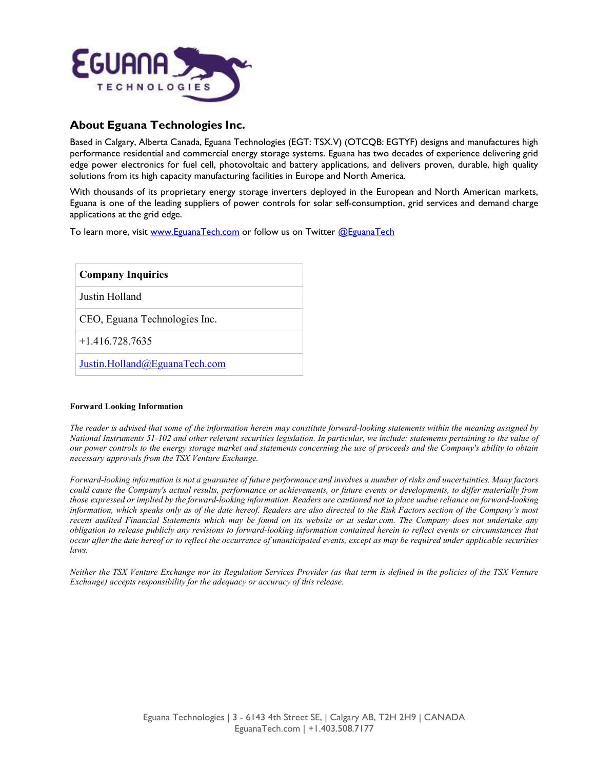## About Eguana Technologies Inc.

Based in Calgary, Alberta Canada, Eguana Technologies (EGT: TSX.V) (OTCQB: EGTYF) designs and manufactures high performance residential and commercial energy storage systems. Eguana has two decades of experience delivering grid edge power electronics for fuel cell, photovoltaic and battery applications, and delivers proven, durable, high quality solutions from its high capacity manufacturing facilities in Europe and North America.

With thousands of its proprietary energy storage inverters deployed in the European and North American markets, Eguana is one of the leading suppliers of power controls for solar self-consumption, grid services and demand charge applications at the grid edge.

To learn more, visit www.EguanaTech.com or follow us on Twitter @EguanaTech

| |
|---|
| **Company Inquiries** |
| Justin Holland |
| CEO, Eguana Technologies Inc. |
| +1.416.728.7635 |
| Justin.Holland@EguanaTech.com |

**Forward Looking Information**

*The reader is advised that some of the information herein may constitute forward-looking statements within the meaning assigned by National Instruments 51-102 and other relevant securities legislation. In particular, we include: statements pertaining to the value of our power controls to the energy storage market and statements concerning the use of proceeds and the Company's ability to obtain necessary approvals from the TSX Venture Exchange.*

*Forward-looking information is not a guarantee of future performance and involves a number of risks and uncertainties. Many factors could cause the Company's actual results, performance or achievements, or future events or developments, to differ materially from those expressed or implied by the forward-looking information. Readers are cautioned not to place undue reliance on forward-looking information, which speaks only as of the date hereof. Readers are also directed to the Risk Factors section of the Company's most recent audited Financial Statements which may be found on its website or at sedar.com. The Company does not undertake any obligation to release publicly any revisions to forward-looking information contained herein to reflect events or circumstances that occur after the date hereof or to reflect the occurrence of unanticipated events, except as may be required under applicable securities laws.*

*Neither the TSX Venture Exchange nor its Regulation Services Provider (as that term is defined in the policies of the TSX Venture Exchange) accepts responsibility for the adequacy or accuracy of this release.*